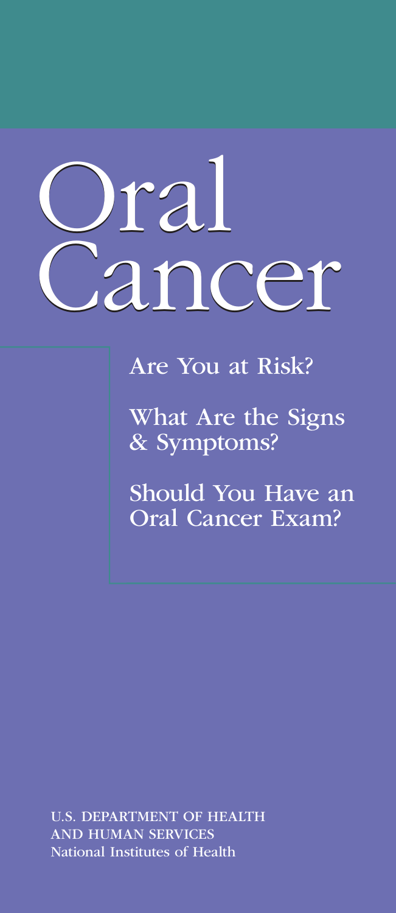# Oral Cancer

Are You at Risk?

What Are the Signs & Symptoms?

Should You Have an Oral Cancer Exam?

U.S. DEPARTMENT OF HEALTH AND HUMAN SERVICES
National Institutes of Health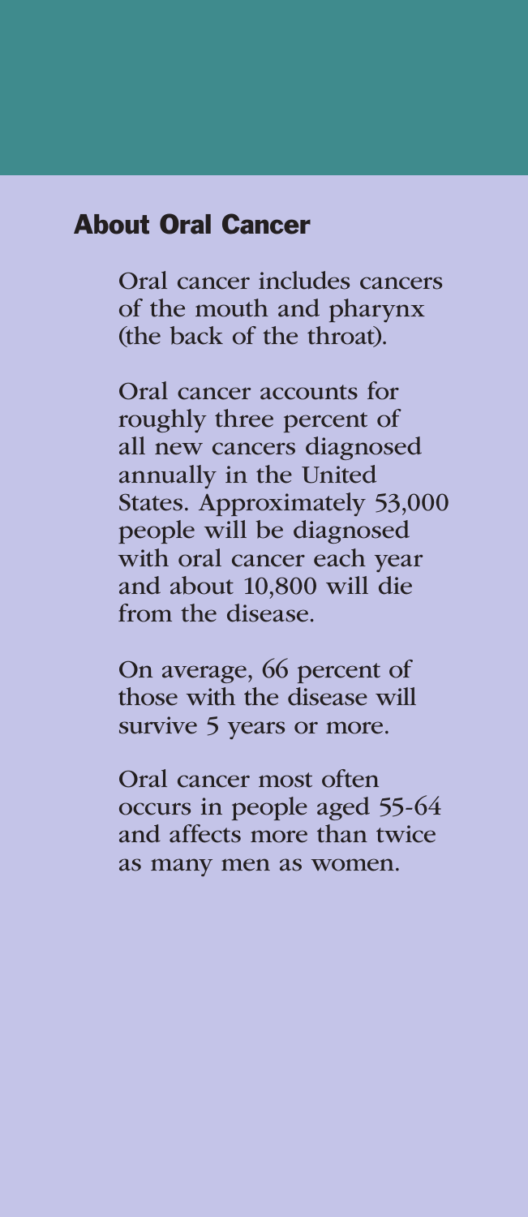## About Oral Cancer

Oral cancer includes cancers of the mouth and pharynx (the back of the throat).

Oral cancer accounts for roughly three percent of all new cancers diagnosed annually in the United States. Approximately 53,000 people will be diagnosed with oral cancer each year and about 10,800 will die from the disease.

On average, 66 percent of those with the disease will survive 5 years or more.

Oral cancer most often occurs in people aged 55-64 and affects more than twice as many men as women.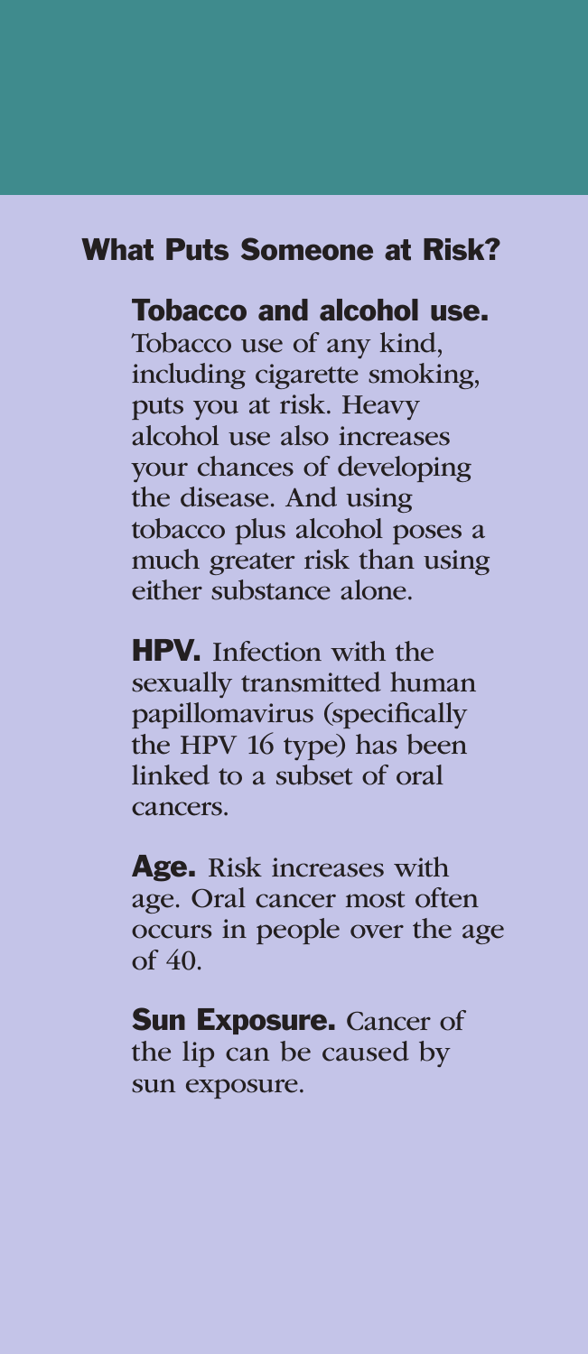## What Puts Someone at Risk?

**Tobacco and alcohol use.** Tobacco use of any kind, including cigarette smoking, puts you at risk. Heavy alcohol use also increases your chances of developing the disease. And using tobacco plus alcohol poses a much greater risk than using either substance alone.

**HPV.** Infection with the sexually transmitted human papillomavirus (specifically the HPV 16 type) has been linked to a subset of oral cancers.

**Age.** Risk increases with age. Oral cancer most often occurs in people over the age of 40.

**Sun Exposure.** Cancer of the lip can be caused by sun exposure.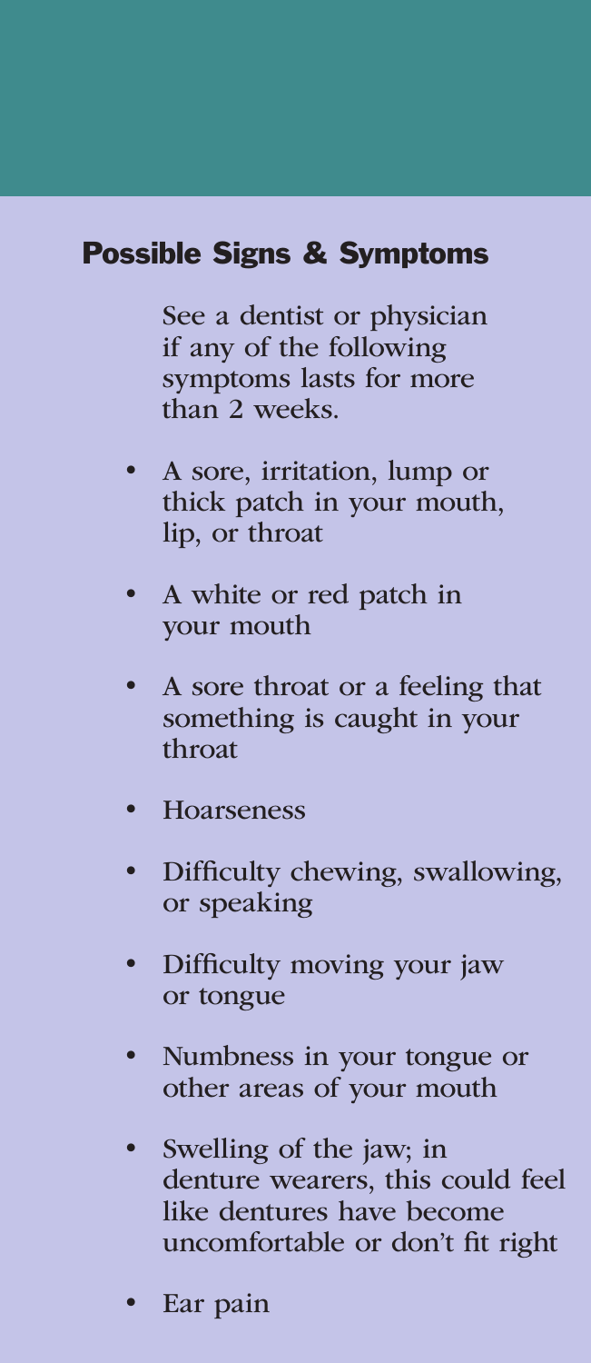## Possible Signs & Symptoms

See a dentist or physician if any of the following symptoms lasts for more than 2 weeks.

- A sore, irritation, lump or thick patch in your mouth, lip, or throat
- A white or red patch in your mouth
- A sore throat or a feeling that something is caught in your throat
- Hoarseness
- Difficulty chewing, swallowing, or speaking
- Difficulty moving your jaw or tongue
- Numbness in your tongue or other areas of your mouth
- Swelling of the jaw; in denture wearers, this could feel like dentures have become uncomfortable or don't fit right
- Ear pain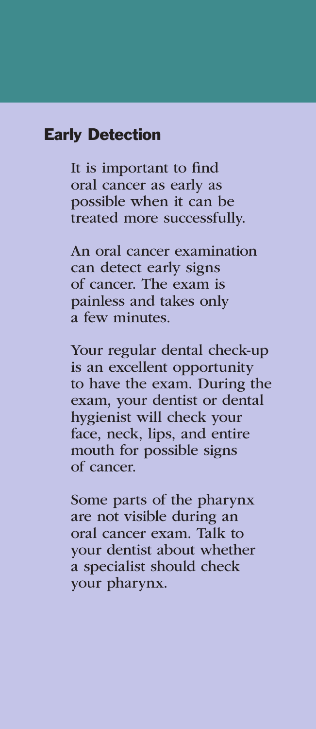## Early Detection

It is important to find oral cancer as early as possible when it can be treated more successfully.

An oral cancer examination can detect early signs of cancer. The exam is painless and takes only a few minutes.

Your regular dental check-up is an excellent opportunity to have the exam. During the exam, your dentist or dental hygienist will check your face, neck, lips, and entire mouth for possible signs of cancer.

Some parts of the pharynx are not visible during an oral cancer exam. Talk to your dentist about whether a specialist should check your pharynx.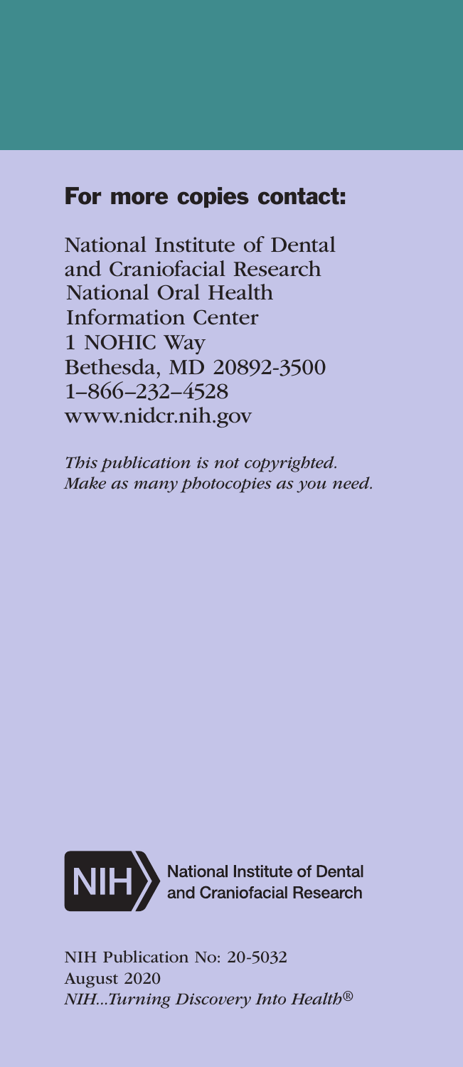## For more copies contact:

National Institute of Dental
and Craniofacial Research
National Oral Health
Information Center
1 NOHIC Way
Bethesda, MD 20892-3500
1–866–232–4528
www.nidcr.nih.gov

*This publication is not copyrighted.*
*Make as many photocopies as you need.*

NIH National Institute of Dental and Craniofacial Research

NIH Publication No: 20-5032
August 2020
*NIH...Turning Discovery Into Health®*